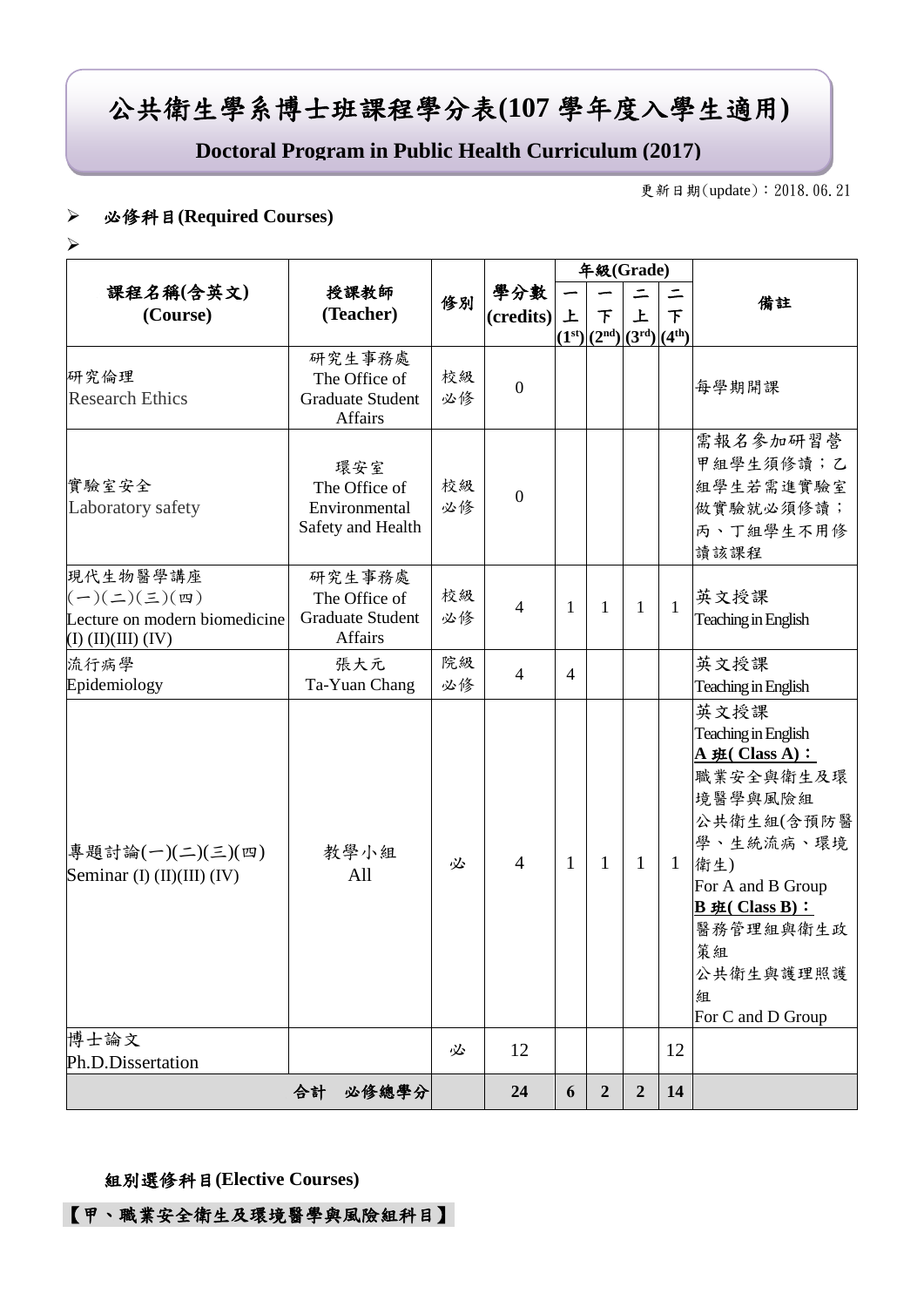# 公共衛生學系博士班課程學分表(107 學年度入學生適用)

## Doctoral Program in Public Health Curriculum (2017)

更新日期(update)：2018.06.21

- **必修科目(Required Courses)**

| 課程名稱(含英文) (Course) | 授課教師 (Teacher) | 修別 | 學分數 (credits) | 年級(Grade) 一上 ($1^{st}$) | 一下 ($2^{nd}$) | 二上 ($3^{rd}$) | 二下 ($4^{th}$) | 備註 |
|---|---|---|---|---|---|---|---|---|
| 研究倫理 Research Ethics | 研究生事務處 The Office of Graduate Student Affairs | 校級必修 | 0 | | | | | 每學期開課 |
| 實驗室安全 Laboratory safety | 環安室 The Office of Environmental Safety and Health | 校級必修 | 0 | | | | | 需報名參加研習營 甲組學生須修讀；乙組學生若需進實驗室做實驗就必須修讀；丙、丁組學生不用修讀該課程 |
| 現代生物醫學講座(一)(二)(三)(四) Lecture on modern biomedicine (I) (II)(III) (IV) | 研究生事務處 The Office of Graduate Student Affairs | 校級必修 | 4 | 1 | 1 | 1 | 1 | 英文授課 Teaching in English |
| 流行病學 Epidemiology | 張大元 Ta-Yuan Chang | 院級必修 | 4 | 4 | | | | 英文授課 Teaching in English |
| 專題討論(一)(二)(三)(四) Seminar (I) (II)(III) (IV) | 教學小組 All | 必 | 4 | 1 | 1 | 1 | 1 | 英文授課 Teaching in English **A 班( Class A)：** 職業安全與衛生及環境醫學與風險組 公共衛生組(含預防醫學、生統流病、環境衛生) For A and B Group **B 班( Class B)：** 醫務管理組與衛生政策組 公共衛生與護理照護組 For C and D Group |
| 博士論文 Ph.D.Dissertation | | 必 | 12 | | | | 12 | |
| **合計 必修總學分** | | | **24** | **6** | **2** | **2** | **14** | |

**組別選修科目(Elective Courses)**

**【甲、職業安全衛生及環境醫學與風險組科目】**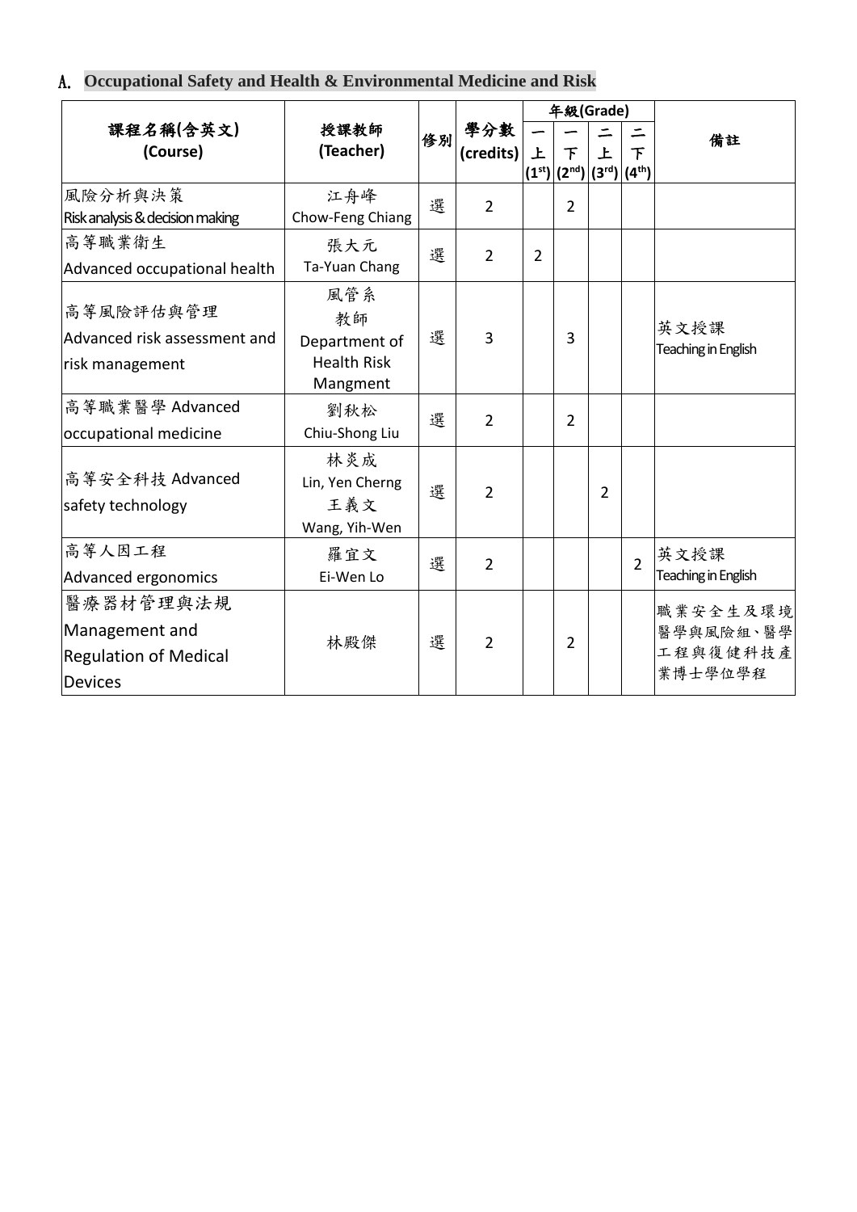## A. Occupational Safety and Health & Environmental Medicine and Risk

| 課程名稱(含英文) (Course) | 授課教師 (Teacher) | 修別 | 學分數 (credits) | 年級(Grade) | | | | 備註 |
|---|---|---|---|---|---|---|---|---|
| | | | | 一上 (1st) | 一下 (2nd) | 二上 (3rd) | 二下 (4th) | |
| 風險分析與決策 Risk analysis & decision making | 江舟峰 Chow-Feng Chiang | 選 | 2 | | 2 | | | |
| 高等職業衛生 Advanced occupational health | 張大元 Ta-Yuan Chang | 選 | 2 | 2 | | | | |
| 高等風險評估與管理 Advanced risk assessment and risk management | 風管系教師 Department of Health Risk Mangment | 選 | 3 | | 3 | | | 英文授課 Teaching in English |
| 高等職業醫學 Advanced occupational medicine | 劉秋松 Chiu-Shong Liu | 選 | 2 | | 2 | | | |
| 高等安全科技 Advanced safety technology | 林炎成 Lin, Yen Cherng 王義文 Wang, Yih-Wen | 選 | 2 | | | 2 | | |
| 高等人因工程 Advanced ergonomics | 羅宜文 Ei-Wen Lo | 選 | 2 | | | | 2 | 英文授課 Teaching in English |
| 醫療器材管理與法規 Management and Regulation of Medical Devices | 林殿傑 | 選 | 2 | | 2 | | | 職業安全生及環境醫學與風險組、醫學工程與復健科技產業博士學位學程 |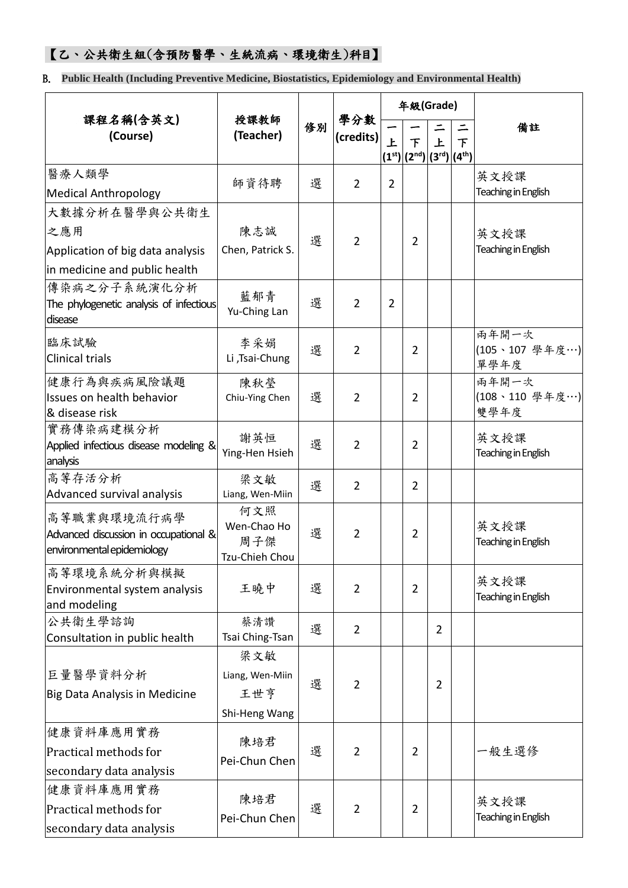## 【乙、公共衛生組(含預防醫學、生統流病、環境衛生)科目】

**B. Public Health (Including Preventive Medicine, Biostatistics, Epidemiology and Environmental Health)**

| 課程名稱(含英文) (Course) | 授課教師 (Teacher) | 修別 | 學分數 (credits) | 年級(Grade) | | | | 備註 |
|---|---|---|---|---|---|---|---|---|
| | | | | 一上 (1st) | 一下 (2nd) | 二上 (3rd) | 二下 (4th) | |
| 醫療人類學 Medical Anthropology | 師資待聘 | 選 | 2 | 2 | | | | 英文授課 Teaching in English |
| 大數據分析在醫學與公共衛生之應用 Application of big data analysis in medicine and public health | 陳志誠 Chen, Patrick S. | 選 | 2 | | 2 | | | 英文授課 Teaching in English |
| 傳染病之分子系統演化分析 The phylogenetic analysis of infectious disease | 藍郁青 Yu-Ching Lan | 選 | 2 | 2 | | | | |
| 臨床試驗 Clinical trials | 李采娟 Li ,Tsai-Chung | 選 | 2 | | 2 | | | 兩年開一次 (105、107 學年度…) 單學年度 |
| 健康行為與疾病風險議題 Issues on health behavior & disease risk | 陳秋瑩 Chiu-Ying Chen | 選 | 2 | | 2 | | | 兩年開一次 (108、110 學年度…) 雙學年度 |
| 實務傳染病建模分析 Applied infectious disease modeling & analysis | 謝英恒 Ying-Hen Hsieh | 選 | 2 | | 2 | | | 英文授課 Teaching in English |
| 高等存活分析 Advanced survival analysis | 梁文敏 Liang, Wen-Miin | 選 | 2 | | 2 | | | |
| 高等職業與環境流行病學 Advanced discussion in occupational & environmental epidemiology | 何文照 Wen-Chao Ho 周子傑 Tzu-Chieh Chou | 選 | 2 | | 2 | | | 英文授課 Teaching in English |
| 高等環境系統分析與模擬 Environmental system analysis and modeling | 王曉中 | 選 | 2 | | 2 | | | 英文授課 Teaching in English |
| 公共衛生學諮詢 Consultation in public health | 蔡清讚 Tsai Ching-Tsan | 選 | 2 | | | 2 | | |
| 巨量醫學資料分析 Big Data Analysis in Medicine | 梁文敏 Liang, Wen-Miin 王世亨 Shi-Heng Wang | 選 | 2 | | | 2 | | |
| 健康資料庫應用實務 Practical methods for secondary data analysis | 陳培君 Pei-Chun Chen | 選 | 2 | | 2 | | | 一般生選修 |
| 健康資料庫應用實務 Practical methods for secondary data analysis | 陳培君 Pei-Chun Chen | 選 | 2 | | 2 | | | 英文授課 Teaching in English |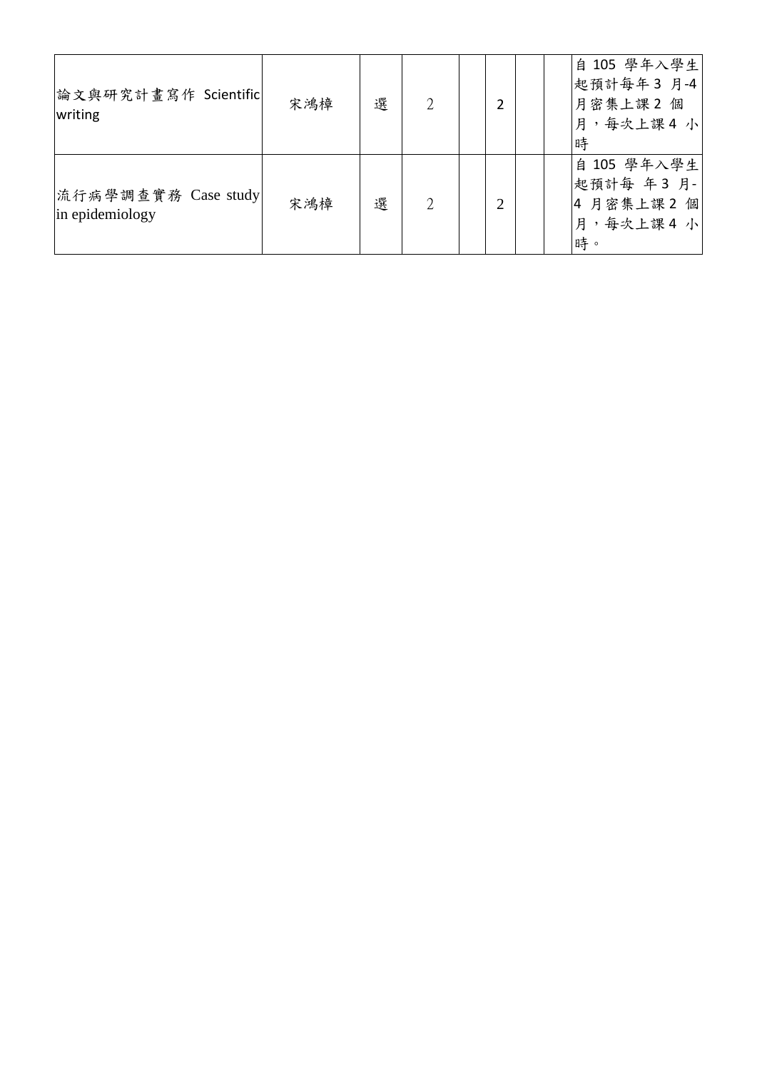| | | | | | | | | |
|---|---|---|---|---|---|---|---|---|
| 論文與研究計畫寫作 Scientific writing | 宋鴻樟 | 選 | 2 | | 2 | | | 自 105 學年入學生起預計每年 3 月-4 月密集上課 2 個月，每次上課 4 小時 |
| 流行病學調查實務 Case study in epidemiology | 宋鴻樟 | 選 | 2 | | 2 | | | 自 105 學年入學生起預計每 年 3 月-4 月密集上課 2 個月，每次上課 4 小時。 |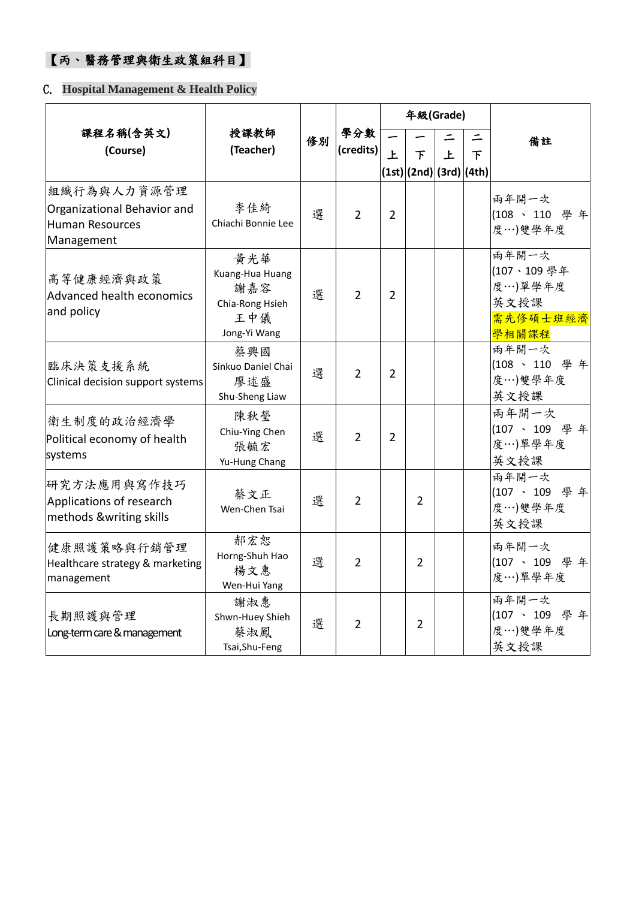## 【丙、醫務管理與衛生政策組科目】

## C. Hospital Management & Health Policy

| 課程名稱(含英文) (Course) | 授課教師 (Teacher) | 修別 | 學分數 (credits) | 年級(Grade) | | | | 備註 |
|---|---|---|---|---|---|---|---|---|
| | | | | 一上 (1st) | 一下 (2nd) | 二上 (3rd) | 二下 (4th) | |
| 組織行為與人力資源管理 Organizational Behavior and Human Resources Management | 李佳綺 Chiachi Bonnie Lee | 選 | 2 | 2 | | | | 兩年開一次 (108、110 學年度…)雙學年度 |
| 高等健康經濟與政策 Advanced health economics and policy | 黃光華 Kuang-Hua Huang 謝嘉容 Chia-Rong Hsieh 王中儀 Jong-Yi Wang | 選 | 2 | 2 | | | | 兩年開一次 (107、109 學年度…)單學年度 英文授課 需先修碩士班經濟學相關課程 |
| 臨床決策支援系統 Clinical decision support systems | 蔡興國 Sinkuo Daniel Chai 廖述盛 Shu-Sheng Liaw | 選 | 2 | 2 | | | | 兩年開一次 (108、110 學年度…)雙學年度 英文授課 |
| 衛生制度的政治經濟學 Political economy of health systems | 陳秋瑩 Chiu-Ying Chen 張毓宏 Yu-Hung Chang | 選 | 2 | 2 | | | | 兩年開一次 (107、109 學年度…)單學年度 英文授課 |
| 研究方法應用與寫作技巧 Applications of research methods &writing skills | 蔡文正 Wen-Chen Tsai | 選 | 2 | | 2 | | | 兩年開一次 (107、109 學年度…)雙學年度 英文授課 |
| 健康照護策略與行銷管理 Healthcare strategy & marketing management | 郝宏恕 Horng-Shuh Hao 楊文惠 Wen-Hui Yang | 選 | 2 | | 2 | | | 兩年開一次 (107、109 學年度…)單學年度 |
| 長期照護與管理 Long-term care & management | 謝淑惠 Shwn-Huey Shieh 蔡淑鳳 Tsai,Shu-Feng | 選 | 2 | | 2 | | | 兩年開一次 (107、109 學年度…)雙學年度 英文授課 |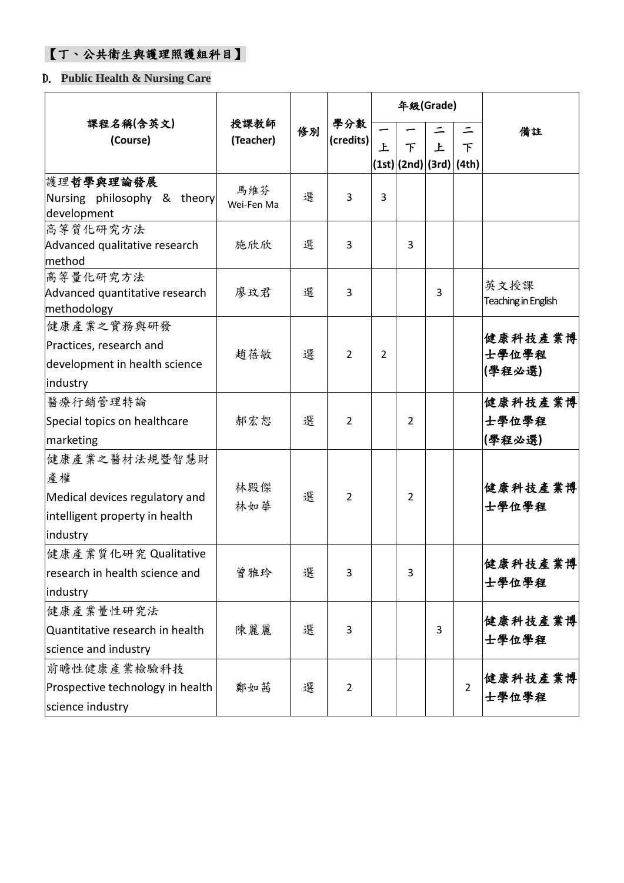## 【丁、公共衛生與護理照護組科目】

### D. **Public Health & Nursing Care**

| 課程名稱(含英文) (Course) | 授課教師 (Teacher) | 修別 | 學分數 (credits) | 年級(Grade) | | | | 備註 |
|---|---|---|---|---|---|---|---|---|
| | | | | 一上 (1st) | 一下 (2nd) | 二上 (3rd) | 二下 (4th) | |
| 護理**哲學與理論發展** Nursing philosophy & theory development | 馬維芬 Wei-Fen Ma | 選 | 3 | 3 | | | | |
| 高等質化研究方法 Advanced qualitative research method | 施欣欣 | 選 | 3 | | 3 | | | |
| 高等量化研究方法 Advanced quantitative research methodology | 廖玟君 | 選 | 3 | | | 3 | | 英文授課 Teaching in English |
| 健康產業之實務與研發 Practices, research and development in health science industry | 趙蓓敏 | 選 | 2 | 2 | | | | **健康科技產業博士學位學程 (學程必選)** |
| 醫療行銷管理特論 Special topics on healthcare marketing | 郝宏恕 | 選 | 2 | | 2 | | | **健康科技產業博士學位學程 (學程必選)** |
| 健康產業之醫材法規暨智慧財產權 Medical devices regulatory and intelligent property in health industry | 林殿傑 林如華 | 選 | 2 | | 2 | | | **健康科技產業博士學位學程** |
| 健康產業質化研究 Qualitative research in health science and industry | 曾雅玲 | 選 | 3 | | 3 | | | **健康科技產業博士學位學程** |
| 健康產業量性研究法 Quantitative research in health science and industry | 陳麗麗 | 選 | 3 | | | 3 | | **健康科技產業博士學位學程** |
| 前瞻性健康產業檢驗科技 Prospective technology in health science industry | 鄭如茜 | 選 | 2 | | | | 2 | **健康科技產業博士學位學程** |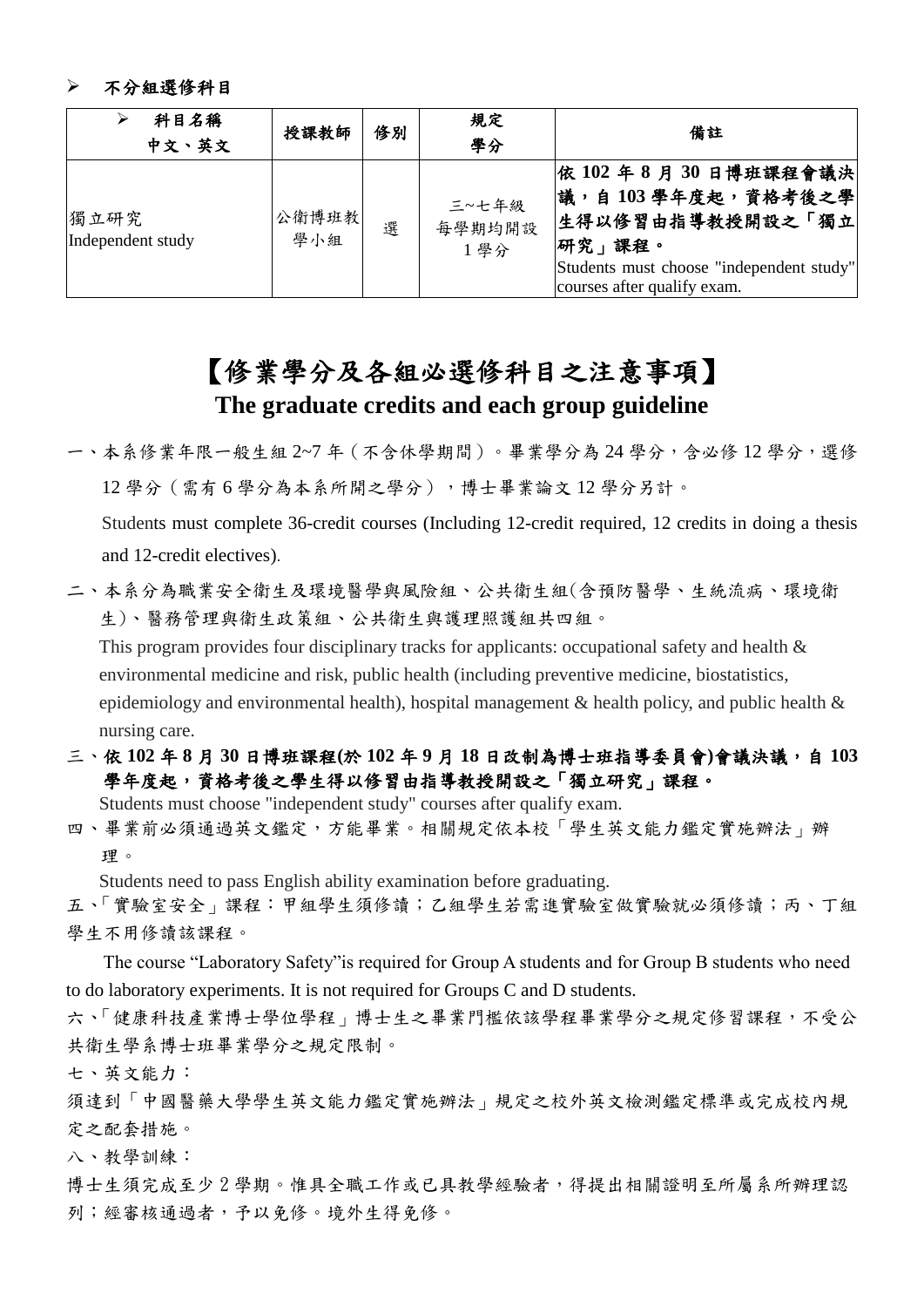- **不分組選修科目**

| 科目名稱 中文、英文 | 授課教師 | 修別 | 規定 學分 | 備註 |
| --- | --- | --- | --- | --- |
| 獨立研究 Independent study | 公衛博班教學小組 | 選 | 三~七年級 每學期均開設 1 學分 | **依 102 年 8 月 30 日博班課程會議決議，自 103 學年度起，資格考後之學生得以修習由指導教授開設之「獨立研究」課程。** Students must choose "independent study" courses after qualify exam. |

# 【修業學分及各組必選修科目之注意事項】

## The graduate credits and each group guideline

一、本系修業年限一般生組 2~7 年（不含休學期間）。畢業學分為 24 學分，含必修 12 學分，選修 12 學分（需有 6 學分為本系所開之學分），博士畢業論文 12 學分另計。

Students must complete 36-credit courses (Including 12-credit required, 12 credits in doing a thesis and 12-credit electives).

二、本系分為職業安全衛生及環境醫學與風險組、公共衛生組(含預防醫學、生統流病、環境衛生)、醫務管理與衛生政策組、公共衛生與護理照護組共四組。

This program provides four disciplinary tracks for applicants: occupational safety and health & environmental medicine and risk, public health (including preventive medicine, biostatistics, epidemiology and environmental health), hospital management & health policy, and public health & nursing care.

**三、依 102 年 8 月 30 日博班課程(於 102 年 9 月 18 日改制為博士班指導委員會)會議決議，自 103 學年度起，資格考後之學生得以修習由指導教授開設之「獨立研究」課程。**

Students must choose "independent study" courses after qualify exam.

四、畢業前必須通過英文鑑定，方能畢業。相關規定依本校「學生英文能力鑑定實施辦法」辦理。

Students need to pass English ability examination before graduating.

五、「實驗室安全」課程：甲組學生須修讀；乙組學生若需進實驗室做實驗就必須修讀；丙、丁組學生不用修讀該課程。

The course “Laboratory Safety”is required for Group A students and for Group B students who need to do laboratory experiments. It is not required for Groups C and D students.

六、「健康科技產業博士學位學程」博士生之畢業門檻依該學程畢業學分之規定修習課程，不受公共衛生學系博士班畢業學分之規定限制。

七、英文能力：

須達到「中國醫藥大學學生英文能力鑑定實施辦法」規定之校外英文檢測鑑定標準或完成校內規定之配套措施。

八、教學訓練：

博士生須完成至少 2 學期。惟具全職工作或已具教學經驗者，得提出相關證明至所屬系所辦理認列；經審核通過者，予以免修。境外生得免修。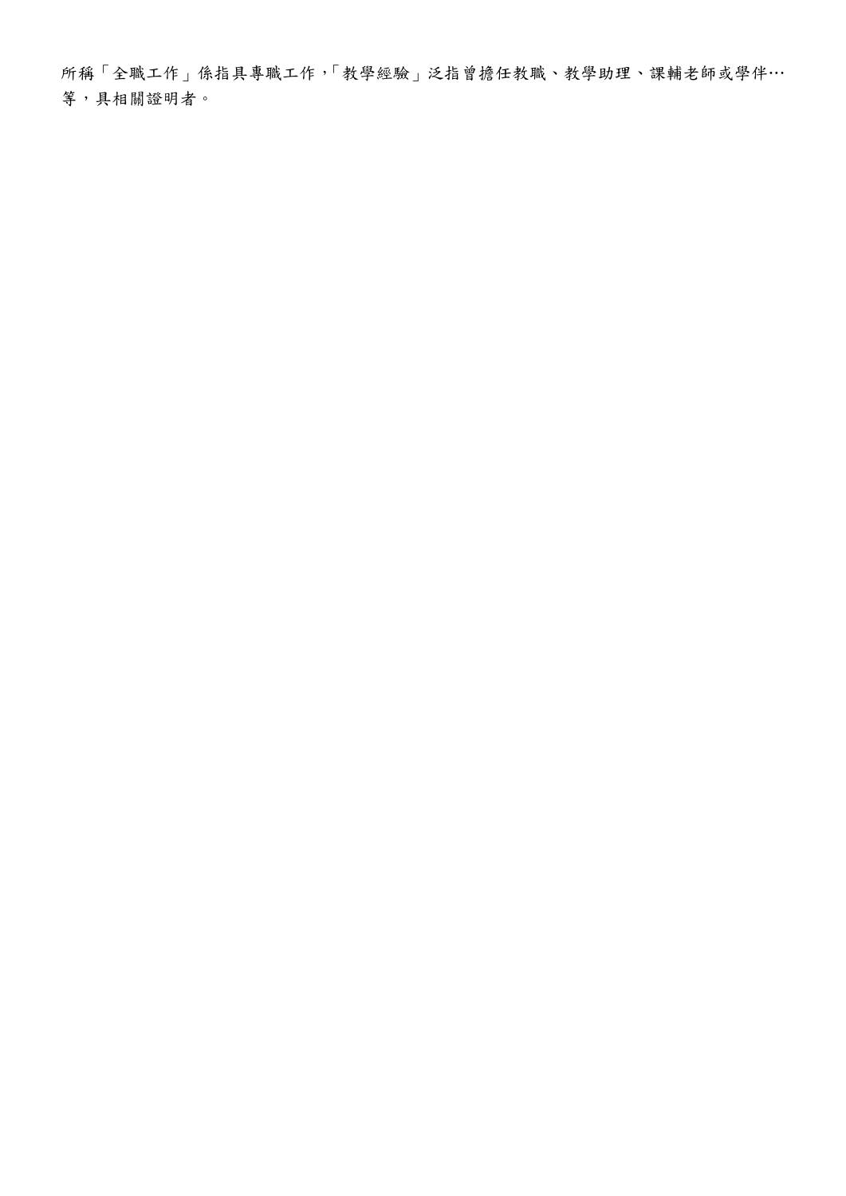所稱「全職工作」係指具專職工作,「教學經驗」泛指曾擔任教職、教學助理、課輔老師或學伴…等，具相關證明者。